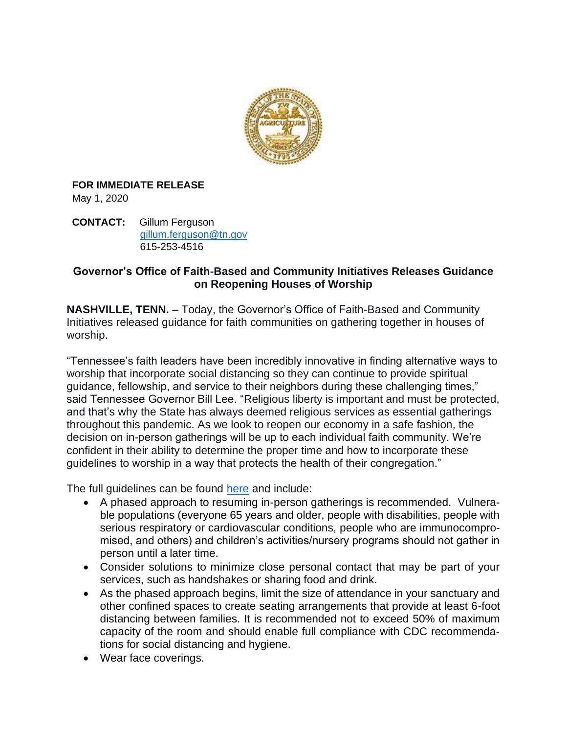**FOR IMMEDIATE RELEASE**
May 1, 2020

**CONTACT:** Gillum Ferguson
gillum.ferguson@tn.gov
615-253-4516

## Governor's Office of Faith-Based and Community Initiatives Releases Guidance on Reopening Houses of Worship

**NASHVILLE, TENN. –** Today, the Governor's Office of Faith-Based and Community Initiatives released guidance for faith communities on gathering together in houses of worship.

"Tennessee's faith leaders have been incredibly innovative in finding alternative ways to worship that incorporate social distancing so they can continue to provide spiritual guidance, fellowship, and service to their neighbors during these challenging times," said Tennessee Governor Bill Lee. "Religious liberty is important and must be protected, and that's why the State has always deemed religious services as essential gatherings throughout this pandemic. As we look to reopen our economy in a safe fashion, the decision on in-person gatherings will be up to each individual faith community. We're confident in their ability to determine the proper time and how to incorporate these guidelines to worship in a way that protects the health of their congregation."

The full guidelines can be found here and include:

- A phased approach to resuming in-person gatherings is recommended. Vulnerable populations (everyone 65 years and older, people with disabilities, people with serious respiratory or cardiovascular conditions, people who are immunocompromised, and others) and children's activities/nursery programs should not gather in person until a later time.
- Consider solutions to minimize close personal contact that may be part of your services, such as handshakes or sharing food and drink.
- As the phased approach begins, limit the size of attendance in your sanctuary and other confined spaces to create seating arrangements that provide at least 6-foot distancing between families. It is recommended not to exceed 50% of maximum capacity of the room and should enable full compliance with CDC recommendations for social distancing and hygiene.
- Wear face coverings.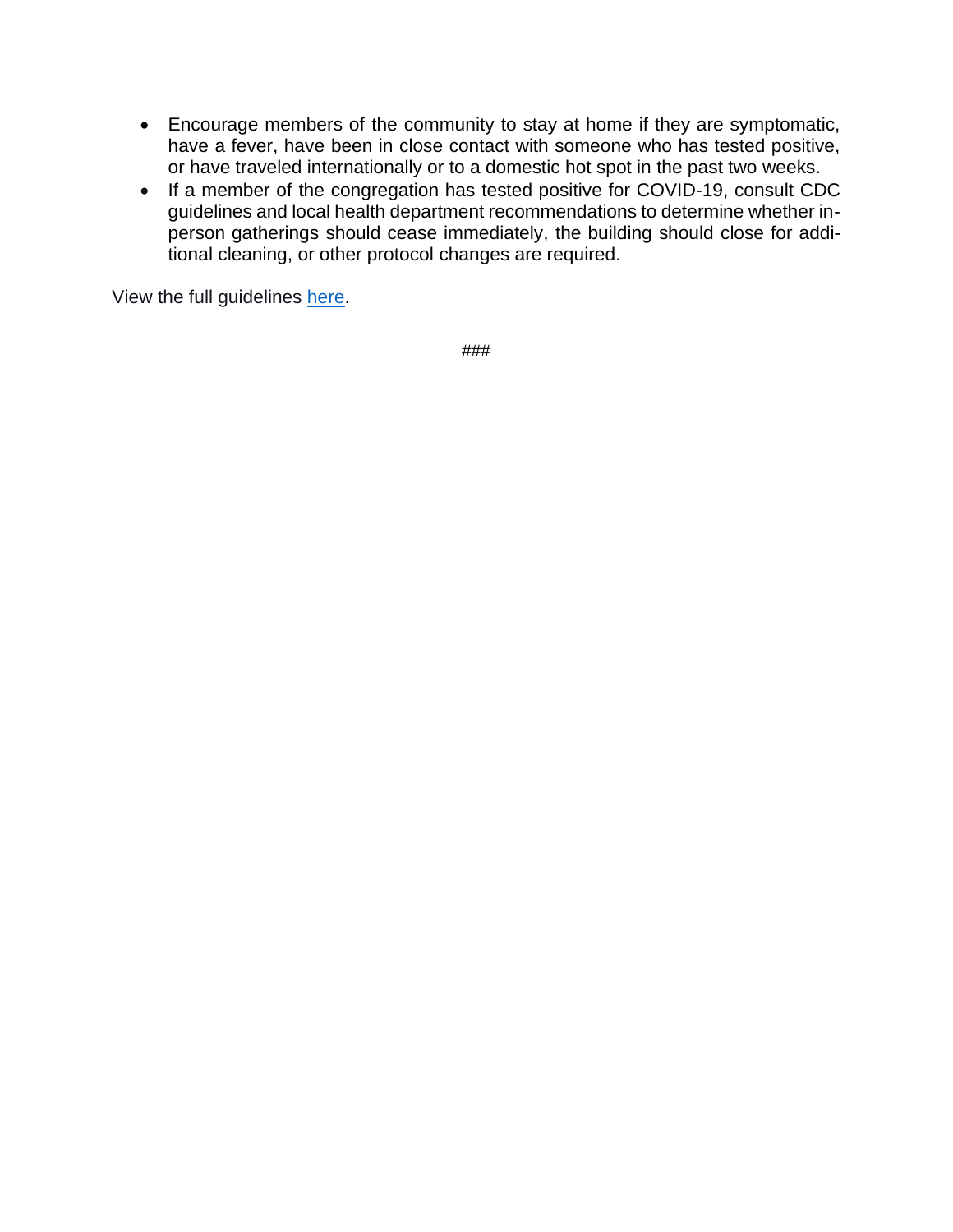- Encourage members of the community to stay at home if they are symptomatic, have a fever, have been in close contact with someone who has tested positive, or have traveled internationally or to a domestic hot spot in the past two weeks.
- If a member of the congregation has tested positive for COVID-19, consult CDC guidelines and local health department recommendations to determine whether in-person gatherings should cease immediately, the building should close for additional cleaning, or other protocol changes are required.

View the full guidelines here.

###